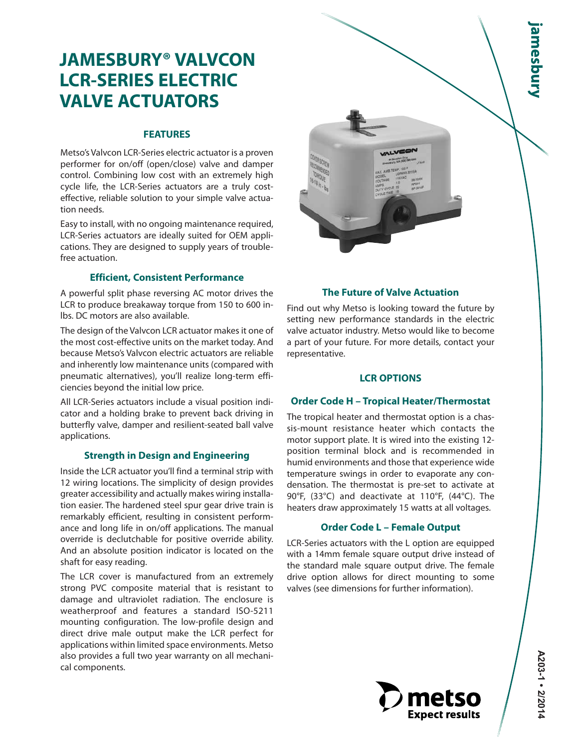# JAMESBURY® VALVCON LCR-SERIES ELECTRIC VALVE ACTUATORS

## FEATURES

Metso's Valvcon LCR-Series electric actuator is a proven performer for on/off (open/close) valve and damper control. Combining low cost with an extremely high cycle life, the LCR-Series actuators are a truly cost-effective, reliable solution to your simple valve actuation needs.

Easy to install, with no ongoing maintenance required, LCR-Series actuators are ideally suited for OEM applications. They are designed to supply years of trouble-free actuation.

### Efficient, Consistent Performance

A powerful split phase reversing AC motor drives the LCR to produce breakaway torque from 150 to 600 in-lbs. DC motors are also available.

The design of the Valvcon LCR actuator makes it one of the most cost-effective units on the market today. And because Metso's Valvcon electric actuators are reliable and inherently low maintenance units (compared with pneumatic alternatives), you'll realize long-term efficiencies beyond the initial low price.

All LCR-Series actuators include a visual position indicator and a holding brake to prevent back driving in butterfly valve, damper and resilient-seated ball valve applications.

### Strength in Design and Engineering

Inside the LCR actuator you'll find a terminal strip with 12 wiring locations. The simplicity of design provides greater accessibility and actually makes wiring installation easier. The hardened steel spur gear drive train is remarkably efficient, resulting in consistent performance and long life in on/off applications. The manual override is declutchable for positive override ability. And an absolute position indicator is located on the shaft for easy reading.

The LCR cover is manufactured from an extremely strong PVC composite material that is resistant to damage and ultraviolet radiation. The enclosure is weatherproof and features a standard ISO-5211 mounting configuration. The low-profile design and direct drive male output make the LCR perfect for applications within limited space environments. Metso also provides a full two year warranty on all mechanical components.

### The Future of Valve Actuation

Find out why Metso is looking toward the future by setting new performance standards in the electric valve actuator industry. Metso would like to become a part of your future. For more details, contact your representative.

## LCR OPTIONS

### Order Code H – Tropical Heater/Thermostat

The tropical heater and thermostat option is a chassis-mount resistance heater which contacts the motor support plate. It is wired into the existing 12-position terminal block and is recommended in humid environments and those that experience wide temperature swings in order to evaporate any condensation. The thermostat is pre-set to activate at 90°F, (33°C) and deactivate at 110°F, (44°C). The heaters draw approximately 15 watts at all voltages.

### Order Code L – Female Output

LCR-Series actuators with the L option are equipped with a 14mm female square output drive instead of the standard male square output drive. The female drive option allows for direct mounting to some valves (see dimensions for further information).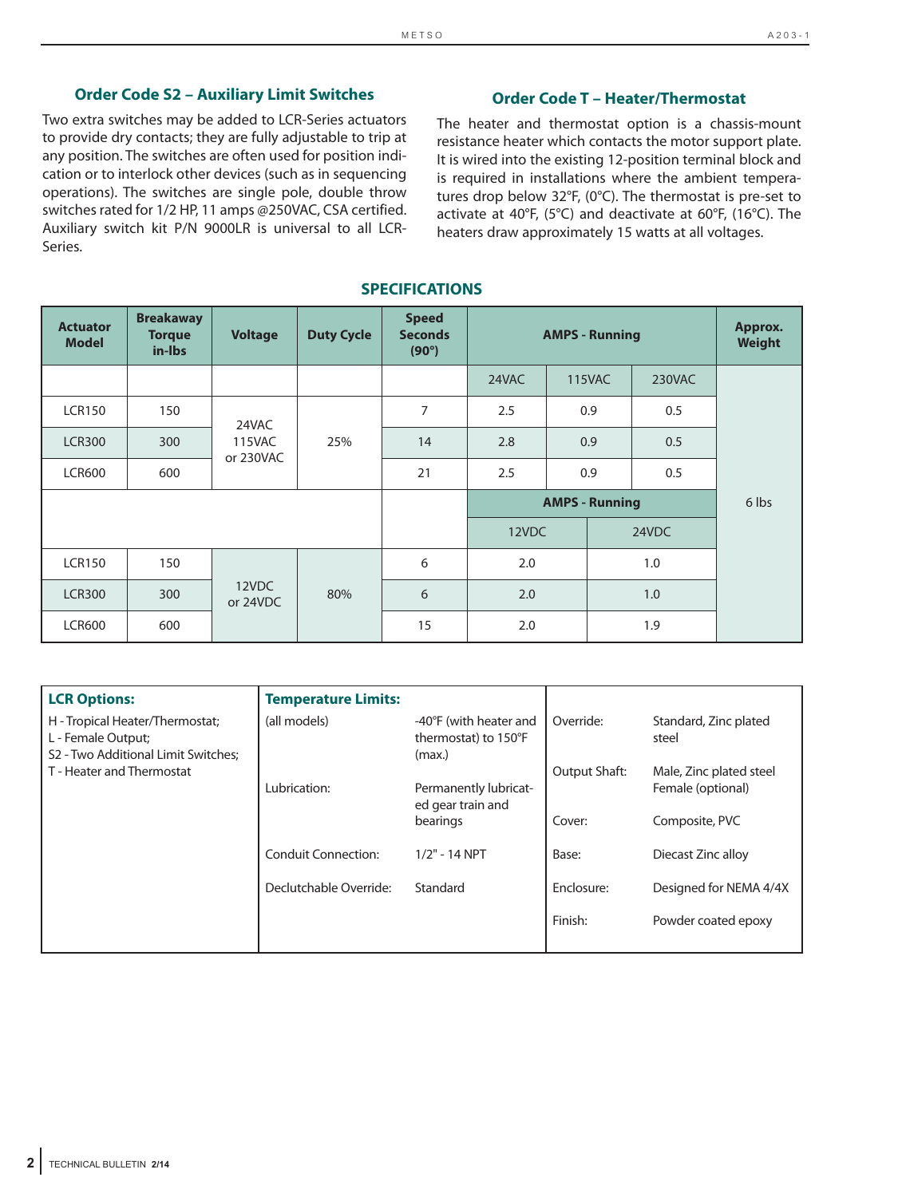### Order Code S2 – Auxiliary Limit Switches

Two extra switches may be added to LCR-Series actuators to provide dry contacts; they are fully adjustable to trip at any position. The switches are often used for position indication or to interlock other devices (such as in sequencing operations). The switches are single pole, double throw switches rated for 1/2 HP, 11 amps @250VAC, CSA certified. Auxiliary switch kit P/N 9000LR is universal to all LCR-Series.

### Order Code T – Heater/Thermostat

The heater and thermostat option is a chassis-mount resistance heater which contacts the motor support plate. It is wired into the existing 12-position terminal block and is required in installations where the ambient temperatures drop below 32°F, (0°C). The thermostat is pre-set to activate at 40°F, (5°C) and deactivate at 60°F, (16°C). The heaters draw approximately 15 watts at all voltages.

## SPECIFICATIONS

| Actuator Model | Breakaway Torque in-lbs | Voltage | Duty Cycle | Speed Seconds (90°) | AMPS - Running | | | Approx. Weight |
|---|---|---|---|---|---|---|---|---|
| | | | | | 24VAC | 115VAC | 230VAC | 6 lbs |
| LCR150 | 150 | 24VAC 115VAC or 230VAC | 25% | 7 | 2.5 | 0.9 | 0.5 | |
| LCR300 | 300 | | | 14 | 2.8 | 0.9 | 0.5 | |
| LCR600 | 600 | | | 21 | 2.5 | 0.9 | 0.5 | |
| | | | | | AMPS - Running | | | |
| | | | | | 12VDC | 24VDC | | |
| LCR150 | 150 | 12VDC or 24VDC | 80% | 6 | 2.0 | 1.0 | | |
| LCR300 | 300 | | | 6 | 2.0 | 1.0 | | |
| LCR600 | 600 | | | 15 | 2.0 | 1.9 | | |

| LCR Options: | Temperature Limits: | | | |
|---|---|---|---|---|
| H - Tropical Heater/Thermostat; L - Female Output; S2 - Two Additional Limit Switches; T - Heater and Thermostat | (all models) | -40°F (with heater and thermostat) to 150°F (max.) | Override: | Standard, Zinc plated steel |
| | | | Output Shaft: | Male, Zinc plated steel Female (optional) |
| | Lubrication: | Permanently lubricated gear train and bearings | Cover: | Composite, PVC |
| | Conduit Connection: | 1/2" - 14 NPT | Base: | Diecast Zinc alloy |
| | Declutchable Override: | Standard | Enclosure: | Designed for NEMA 4/4X |
| | | | Finish: | Powder coated epoxy |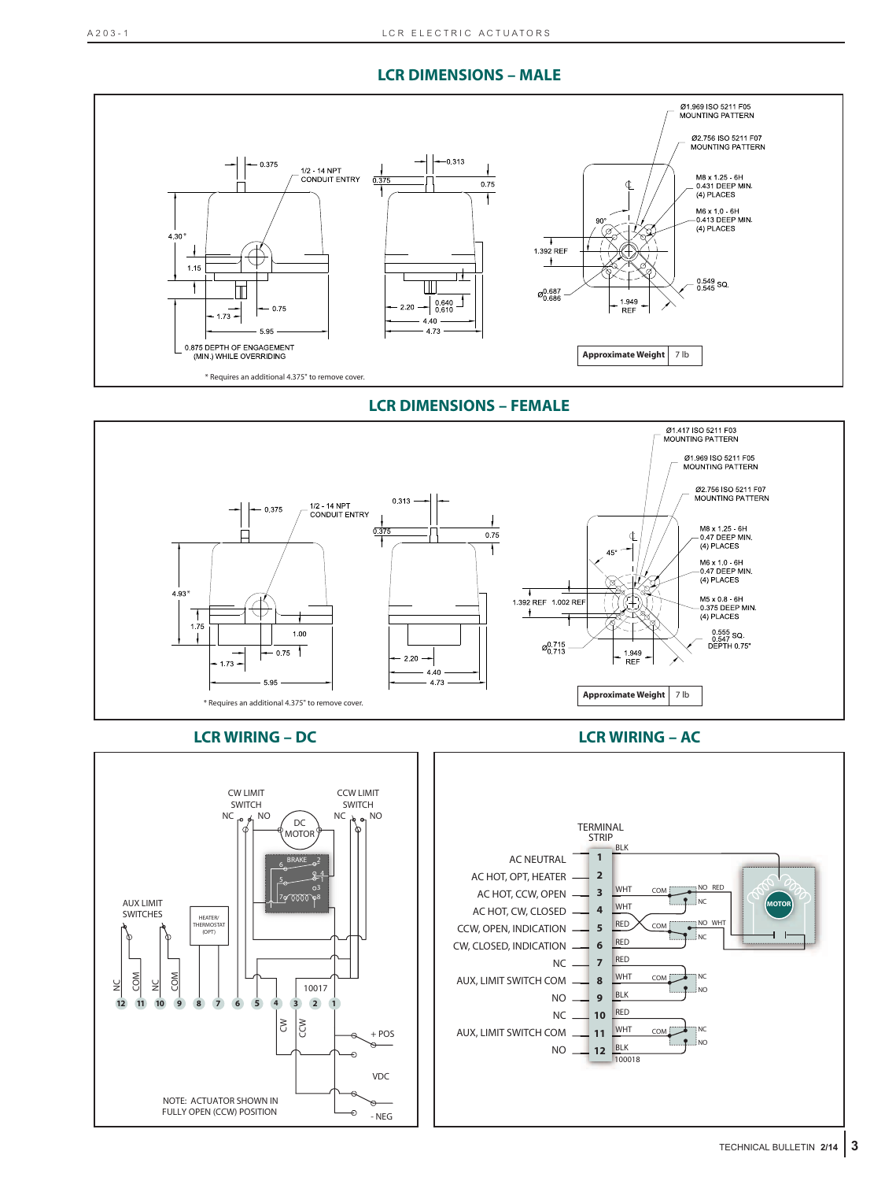## LCR DIMENSIONS – MALE

0.375

1/2 - 14 NPT CONDUIT ENTRY

0.313

0.375

0.75

4.30*

1.15

0.75

1.73

5.95

0.875 DEPTH OF ENGAGEMENT (MIN.) WHILE OVERRIDING

2.20

0.640
0.610

4.40

4.73

Ø1.969 ISO 5211 F05 MOUNTING PATTERN

Ø2.756 ISO 5211 F07 MOUNTING PATTERN

M8 x 1.25 - 6H
0.431 DEEP MIN.
(4) PLACES

M6 x 1.0 - 6H
0.413 DEEP MIN.
(4) PLACES

90°

1.392 REF

Ø0.687
0.686

1.949 REF

0.549
0.545 SQ.

| Approximate Weight | 7 lb |
|---|---|

\* Requires an additional 4.375" to remove cover.

## LCR DIMENSIONS – FEMALE

0.375

1/2 - 14 NPT CONDUIT ENTRY

0.313

0.375

0.75

4.93*

1.75

1.00

0.75

1.73

5.95

2.20

4.40

4.73

Ø1.417 ISO 5211 F03 MOUNTING PATTERN

Ø1.969 ISO 5211 F05 MOUNTING PATTERN

Ø2.756 ISO 5211 F07 MOUNTING PATTERN

M8 x 1.25 - 6H
0.47 DEEP MIN.
(4) PLACES

M6 x 1.0 - 6H
0.47 DEEP MIN.
(4) PLACES

M5 x 0.8 - 6H
0.375 DEEP MIN.
(4) PLACES

45°

1.392 REF 1.002 REF

Ø0.715
0.713

1.949 REF

0.555
0.547 SQ.
DEPTH 0.75"

| Approximate Weight | 7 lb |
|---|---|

\* Requires an additional 4.375" to remove cover.

## LCR WIRING – DC

CW LIMIT SWITCH

CCW LIMIT SWITCH

NC NO

DC MOTOR

BRAKE

AUX LIMIT SWITCHES

HEATER/ THERMOSTAT (OPT)

NC COM NC COM

12 11 10 9 8 7 6 5 4 3 2 1

10017

CW CCW

+ POS

VDC

- NEG

NOTE: ACTUATOR SHOWN IN FULLY OPEN (CCW) POSITION

## LCR WIRING – AC

TERMINAL STRIP

| Terminal | Function | Wire |
|---|---|---|
| 1 | AC NEUTRAL | BLK |
| 2 | AC HOT, OPT, HEATER | |
| 3 | AC HOT, CCW, OPEN | WHT |
| 4 | AC HOT, CW, CLOSED | WHT |
| 5 | CCW, OPEN, INDICATION | RED |
| 6 | CW, CLOSED, INDICATION | RED |
| 7 | NC | RED |
| 8 | AUX, LIMIT SWITCH COM | WHT |
| 9 | NO | BLK |
| 10 | NC | RED |
| 11 | AUX, LIMIT SWITCH COM | WHT |
| 12 | NO | BLK |

COM NO RED NC

COM NO WHT NC

COM NC NO

COM NC NO

MOTOR

100018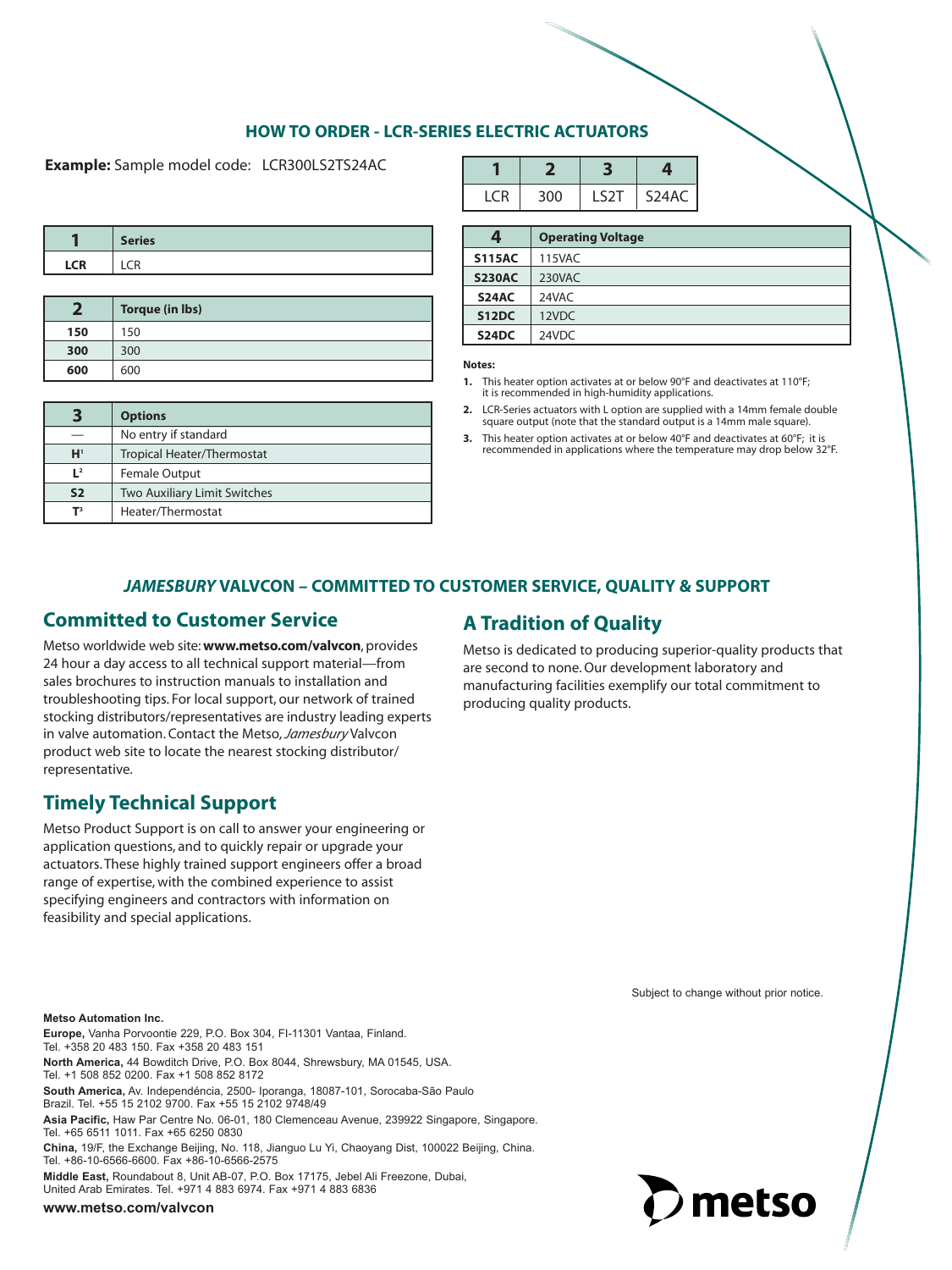## HOW TO ORDER - LCR-SERIES ELECTRIC ACTUATORS

**Example:** Sample model code: LCR300LS2TS24AC

| 1 | 2 | 3 | 4 |
|---|---|---|---|
| LCR | 300 | LS2T | S24AC |

| 1 | Series |
|---|---|
| **LCR** | LCR |

| 2 | Torque (in lbs) |
|---|---|
| **150** | 150 |
| **300** | 300 |
| **600** | 600 |

| 3 | Options |
|---|---|
| — | No entry if standard |
| **H[1]** | Tropical Heater/Thermostat |
| **L[2]** | Female Output |
| **S2** | Two Auxiliary Limit Switches |
| **T[3]** | Heater/Thermostat |

| 4 | Operating Voltage |
|---|---|
| **S115AC** | 115VAC |
| **S230AC** | 230VAC |
| **S24AC** | 24VAC |
| **S12DC** | 12VDC |
| **S24DC** | 24VDC |

**Notes:**

1. This heater option activates at or below 90°F and deactivates at 110°F; it is recommended in high-humidity applications.
2. LCR-Series actuators with L option are supplied with a 14mm female double square output (note that the standard output is a 14mm male square).
3. This heater option activates at or below 40°F and deactivates at 60°F; it is recommended in applications where the temperature may drop below 32°F.

## *JAMESBURY* VALVCON – COMMITTED TO CUSTOMER SERVICE, QUALITY & SUPPORT

### Committed to Customer Service

Metso worldwide web site: **www.metso.com/valvcon**, provides 24 hour a day access to all technical support material—from sales brochures to instruction manuals to installation and troubleshooting tips. For local support, our network of trained stocking distributors/representatives are industry leading experts in valve automation. Contact the Metso, *Jamesbury* Valvcon product web site to locate the nearest stocking distributor/representative.

### Timely Technical Support

Metso Product Support is on call to answer your engineering or application questions, and to quickly repair or upgrade your actuators. These highly trained support engineers offer a broad range of expertise, with the combined experience to assist specifying engineers and contractors with information on feasibility and special applications.

### A Tradition of Quality

Metso is dedicated to producing superior-quality products that are second to none. Our development laboratory and manufacturing facilities exemplify our total commitment to producing quality products.

Subject to change without prior notice.

**Metso Automation Inc.**

**Europe,** Vanha Porvoontie 229, P.O. Box 304, FI-11301 Vantaa, Finland. Tel. +358 20 483 150. Fax +358 20 483 151

**North America,** 44 Bowditch Drive, P.O. Box 8044, Shrewsbury, MA 01545, USA. Tel. +1 508 852 0200. Fax +1 508 852 8172

**South America,** Av. Independência, 2500- Iporanga, 18087-101, Sorocaba-São Paulo Brazil. Tel. +55 15 2102 9700. Fax +55 15 2102 9748/49

**Asia Pacific,** Haw Par Centre No. 06-01, 180 Clemenceau Avenue, 239922 Singapore, Singapore. Tel. +65 6511 1011. Fax +65 6250 0830

**China,** 19/F, the Exchange Beijing, No. 118, Jianguo Lu Yi, Chaoyang Dist, 100022 Beijing, China. Tel. +86-10-6566-6600. Fax +86-10-6566-2575

**Middle East,** Roundabout 8, Unit AB-07, P.O. Box 17175, Jebel Ali Freezone, Dubai, United Arab Emirates. Tel. +971 4 883 6974. Fax +971 4 883 6836

**www.metso.com/valvcon**

metso